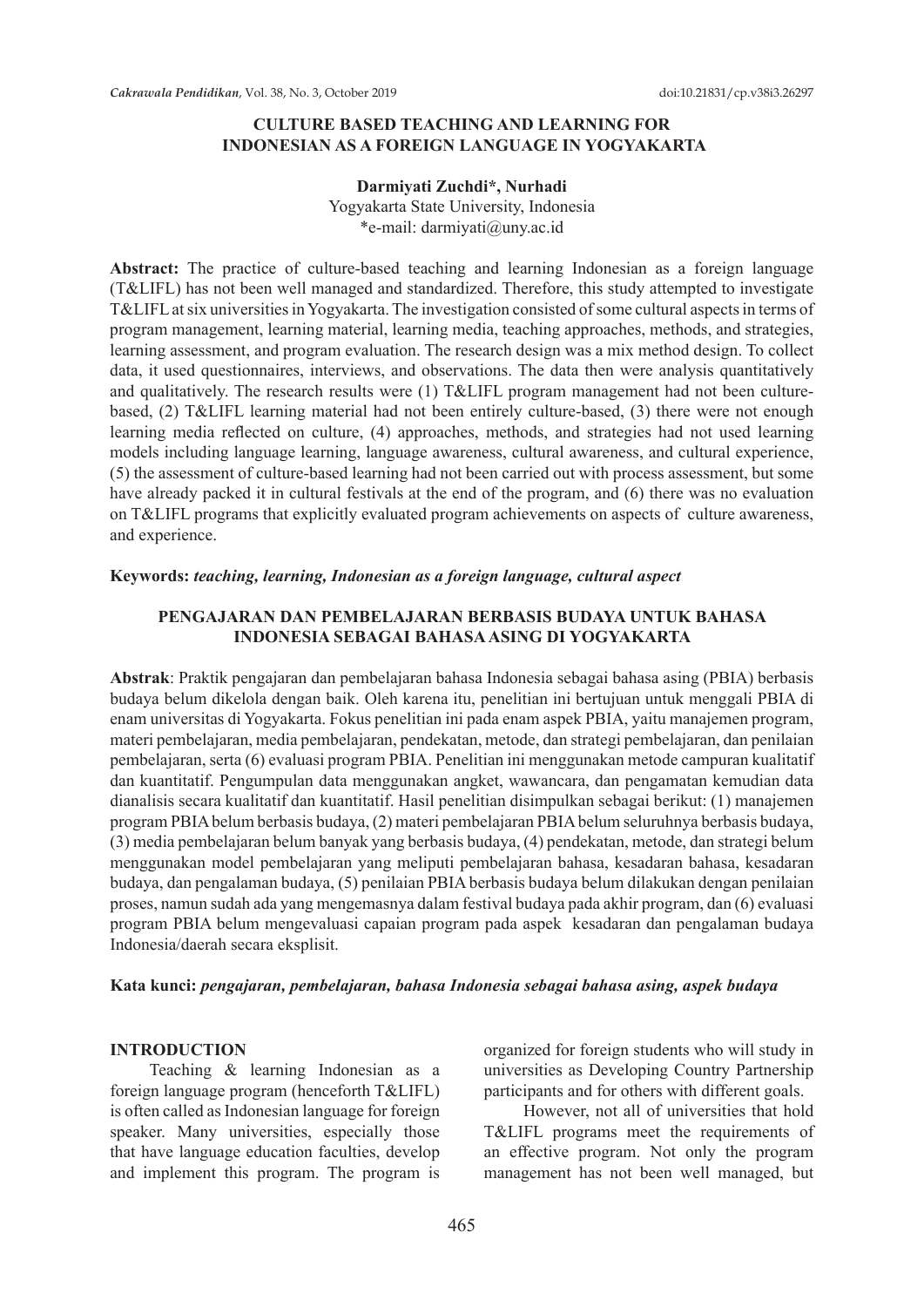# CULTURE BASED TEACHING AND LEARNING FOR INDONESIAN AS A FOREIGN LANGUAGE IN YOGYAKARTA

**Darmiyati Zuchdi\*, Nurhadi**

Yogyakarta State University, Indonesia

\*e-mail: darmiyati@uny.ac.id

**Abstract:** The practice of culture-based teaching and learning Indonesian as a foreign language (T&LIFL) has not been well managed and standardized. Therefore, this study attempted to investigate T&LIFL at six universities in Yogyakarta. The investigation consisted of some cultural aspects in terms of program management, learning material, learning media, teaching approaches, methods, and strategies, learning assessment, and program evaluation. The research design was a mix method design. To collect data, it used questionnaires, interviews, and observations. The data then were analysis quantitatively and qualitatively. The research results were (1) T&LIFL program management had not been culture-based, (2) T&LIFL learning material had not been entirely culture-based, (3) there were not enough learning media reflected on culture, (4) approaches, methods, and strategies had not used learning models including language learning, language awareness, cultural awareness, and cultural experience, (5) the assessment of culture-based learning had not been carried out with process assessment, but some have already packed it in cultural festivals at the end of the program, and (6) there was no evaluation on T&LIFL programs that explicitly evaluated program achievements on aspects of culture awareness, and experience.

**Keywords:** ***teaching, learning, Indonesian as a foreign language, cultural aspect***

# PENGAJARAN DAN PEMBELAJARAN BERBASIS BUDAYA UNTUK BAHASA INDONESIA SEBAGAI BAHASA ASING DI YOGYAKARTA

**Abstrak**: Praktik pengajaran dan pembelajaran bahasa Indonesia sebagai bahasa asing (PBIA) berbasis budaya belum dikelola dengan baik. Oleh karena itu, penelitian ini bertujuan untuk menggali PBIA di enam universitas di Yogyakarta. Fokus penelitian ini pada enam aspek PBIA, yaitu manajemen program, materi pembelajaran, media pembelajaran, pendekatan, metode, dan strategi pembelajaran, dan penilaian pembelajaran, serta (6) evaluasi program PBIA. Penelitian ini menggunakan metode campuran kualitatif dan kuantitatif. Pengumpulan data menggunakan angket, wawancara, dan pengamatan kemudian data dianalisis secara kualitatif dan kuantitatif. Hasil penelitian disimpulkan sebagai berikut: (1) manajemen program PBIA belum berbasis budaya, (2) materi pembelajaran PBIA belum seluruhnya berbasis budaya, (3) media pembelajaran belum banyak yang berbasis budaya, (4) pendekatan, metode, dan strategi belum menggunakan model pembelajaran yang meliputi pembelajaran bahasa, kesadaran bahasa, kesadaran budaya, dan pengalaman budaya, (5) penilaian PBIA berbasis budaya belum dilakukan dengan penilaian proses, namun sudah ada yang mengemasnya dalam festival budaya pada akhir program, dan (6) evaluasi program PBIA belum mengevaluasi capaian program pada aspek kesadaran dan pengalaman budaya Indonesia/daerah secara eksplisit.

**Kata kunci:** ***pengajaran, pembelajaran, bahasa Indonesia sebagai bahasa asing, aspek budaya***

## INTRODUCTION

Teaching & learning Indonesian as a foreign language program (henceforth T&LIFL) is often called as Indonesian language for foreign speaker. Many universities, especially those that have language education faculties, develop and implement this program. The program is organized for foreign students who will study in universities as Developing Country Partnership participants and for others with different goals.

However, not all of universities that hold T&LIFL programs meet the requirements of an effective program. Not only the program management has not been well managed, but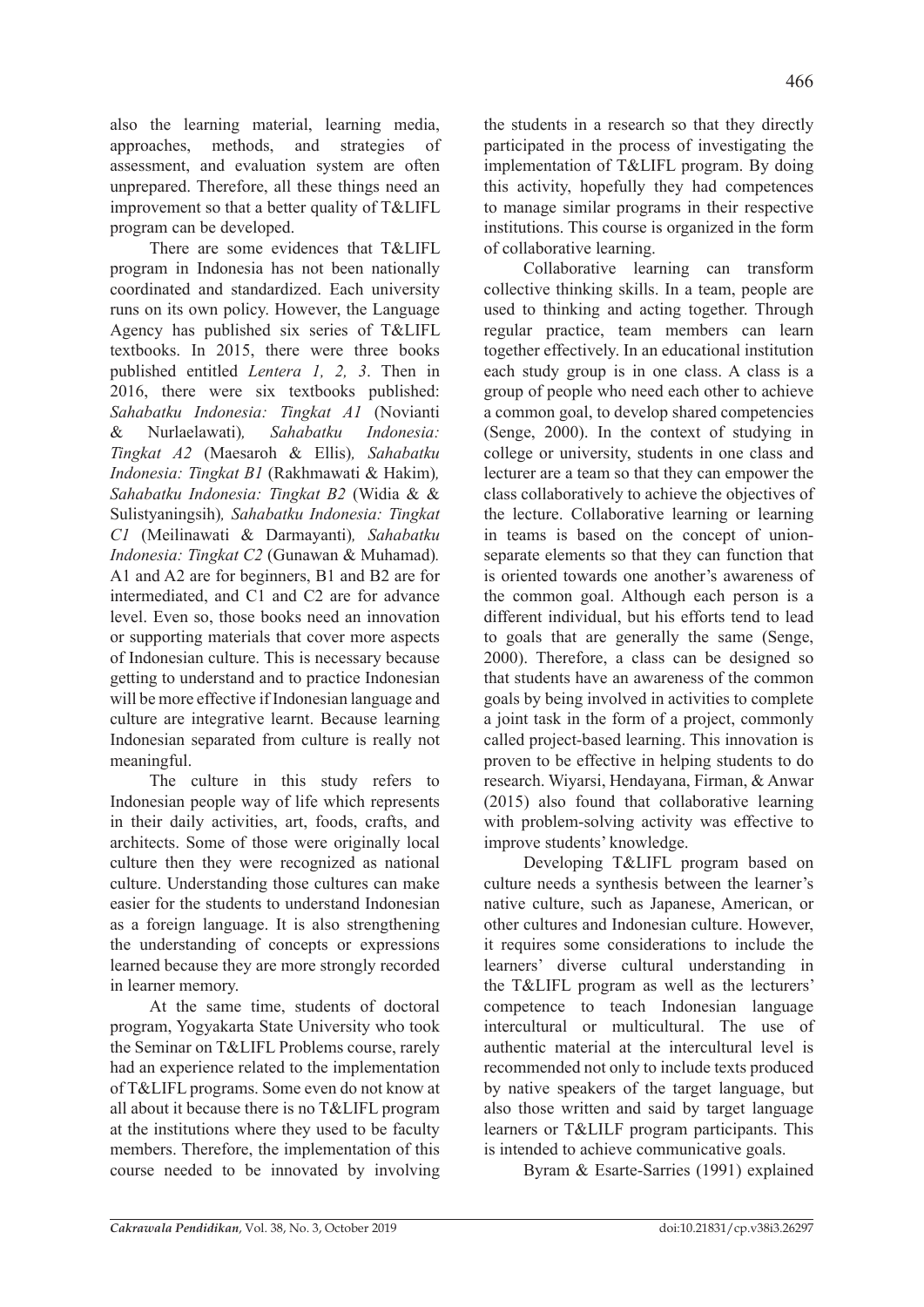also the learning material, learning media, approaches, methods, and strategies of assessment, and evaluation system are often unprepared. Therefore, all these things need an improvement so that a better quality of T&LIFL program can be developed.

There are some evidences that T&LIFL program in Indonesia has not been nationally coordinated and standardized. Each university runs on its own policy. However, the Language Agency has published six series of T&LIFL textbooks. In 2015, there were three books published entitled *Lentera 1, 2, 3*. Then in 2016, there were six textbooks published: *Sahabatku Indonesia: Tingkat A1* (Novianti & Nurlaelawati)*, Sahabatku Indonesia: Tingkat A2* (Maesaroh & Ellis)*, Sahabatku Indonesia: Tingkat B1* (Rakhmawati & Hakim)*, Sahabatku Indonesia: Tingkat B2* (Widia & & Sulistyaningsih)*, Sahabatku Indonesia: Tingkat C1* (Meilinawati & Darmayanti)*, Sahabatku Indonesia: Tingkat C2* (Gunawan & Muhamad)*.* A1 and A2 are for beginners, B1 and B2 are for intermediated, and C1 and C2 are for advance level. Even so, those books need an innovation or supporting materials that cover more aspects of Indonesian culture. This is necessary because getting to understand and to practice Indonesian will be more effective if Indonesian language and culture are integrative learnt. Because learning Indonesian separated from culture is really not meaningful.

The culture in this study refers to Indonesian people way of life which represents in their daily activities, art, foods, crafts, and architects. Some of those were originally local culture then they were recognized as national culture. Understanding those cultures can make easier for the students to understand Indonesian as a foreign language. It is also strengthening the understanding of concepts or expressions learned because they are more strongly recorded in learner memory.

At the same time, students of doctoral program, Yogyakarta State University who took the Seminar on T&LIFL Problems course, rarely had an experience related to the implementation of T&LIFL programs. Some even do not know at all about it because there is no T&LIFL program at the institutions where they used to be faculty members. Therefore, the implementation of this course needed to be innovated by involving the students in a research so that they directly participated in the process of investigating the implementation of T&LIFL program. By doing this activity, hopefully they had competences to manage similar programs in their respective institutions. This course is organized in the form of collaborative learning.

Collaborative learning can transform collective thinking skills. In a team, people are used to thinking and acting together. Through regular practice, team members can learn together effectively. In an educational institution each study group is in one class. A class is a group of people who need each other to achieve a common goal, to develop shared competencies (Senge, 2000). In the context of studying in college or university, students in one class and lecturer are a team so that they can empower the class collaboratively to achieve the objectives of the lecture. Collaborative learning or learning in teams is based on the concept of union-separate elements so that they can function that is oriented towards one another's awareness of the common goal. Although each person is a different individual, but his efforts tend to lead to goals that are generally the same (Senge, 2000). Therefore, a class can be designed so that students have an awareness of the common goals by being involved in activities to complete a joint task in the form of a project, commonly called project-based learning. This innovation is proven to be effective in helping students to do research. Wiyarsi, Hendayana, Firman, & Anwar (2015) also found that collaborative learning with problem-solving activity was effective to improve students' knowledge.

Developing T&LIFL program based on culture needs a synthesis between the learner's native culture, such as Japanese, American, or other cultures and Indonesian culture. However, it requires some considerations to include the learners' diverse cultural understanding in the T&LIFL program as well as the lecturers' competence to teach Indonesian language intercultural or multicultural. The use of authentic material at the intercultural level is recommended not only to include texts produced by native speakers of the target language, but also those written and said by target language learners or T&LILF program participants. This is intended to achieve communicative goals.

Byram & Esarte-Sarries (1991) explained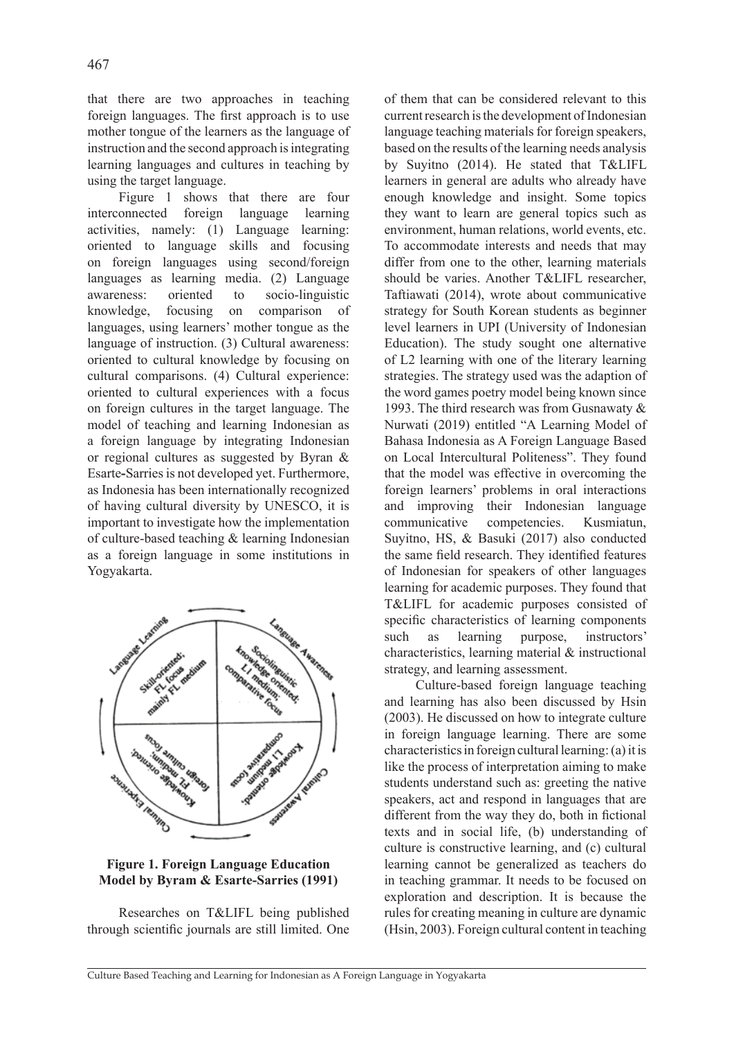that there are two approaches in teaching foreign languages. The first approach is to use mother tongue of the learners as the language of instruction and the second approach is integrating learning languages and cultures in teaching by using the target language.

Figure 1 shows that there are four interconnected foreign language learning activities, namely: (1) Language learning: oriented to language skills and focusing on foreign languages using second/foreign languages as learning media. (2) Language awareness: oriented to socio-linguistic knowledge, focusing on comparison of languages, using learners' mother tongue as the language of instruction. (3) Cultural awareness: oriented to cultural knowledge by focusing on cultural comparisons. (4) Cultural experience: oriented to cultural experiences with a focus on foreign cultures in the target language. The model of teaching and learning Indonesian as a foreign language by integrating Indonesian or regional cultures as suggested by Byran & Esarte-Sarries is not developed yet. Furthermore, as Indonesia has been internationally recognized of having cultural diversity by UNESCO, it is important to investigate how the implementation of culture-based teaching & learning Indonesian as a foreign language in some institutions in Yogyakarta.

**Figure 1. Foreign Language Education Model by Byram & Esarte-Sarries (1991)**

Researches on T&LIFL being published through scientific journals are still limited. One of them that can be considered relevant to this current research is the development of Indonesian language teaching materials for foreign speakers, based on the results of the learning needs analysis by Suyitno (2014). He stated that T&LIFL learners in general are adults who already have enough knowledge and insight. Some topics they want to learn are general topics such as environment, human relations, world events, etc. To accommodate interests and needs that may differ from one to the other, learning materials should be varies. Another T&LIFL researcher, Taftiawati (2014), wrote about communicative strategy for South Korean students as beginner level learners in UPI (University of Indonesian Education). The study sought one alternative of L2 learning with one of the literary learning strategies. The strategy used was the adaption of the word games poetry model being known since 1993. The third research was from Gusnawaty & Nurwati (2019) entitled "A Learning Model of Bahasa Indonesia as A Foreign Language Based on Local Intercultural Politeness". They found that the model was effective in overcoming the foreign learners' problems in oral interactions and improving their Indonesian language communicative competencies. Kusmiatun, Suyitno, HS, & Basuki (2017) also conducted the same field research. They identified features of Indonesian for speakers of other languages learning for academic purposes. They found that T&LIFL for academic purposes consisted of specific characteristics of learning components such as learning purpose, instructors' characteristics, learning material & instructional strategy, and learning assessment.

Culture-based foreign language teaching and learning has also been discussed by Hsin (2003). He discussed on how to integrate culture in foreign language learning. There are some characteristics in foreign cultural learning: (a) it is like the process of interpretation aiming to make students understand such as: greeting the native speakers, act and respond in languages that are different from the way they do, both in fictional texts and in social life, (b) understanding of culture is constructive learning, and (c) cultural learning cannot be generalized as teachers do in teaching grammar. It needs to be focused on exploration and description. It is because the rules for creating meaning in culture are dynamic (Hsin, 2003). Foreign cultural content in teaching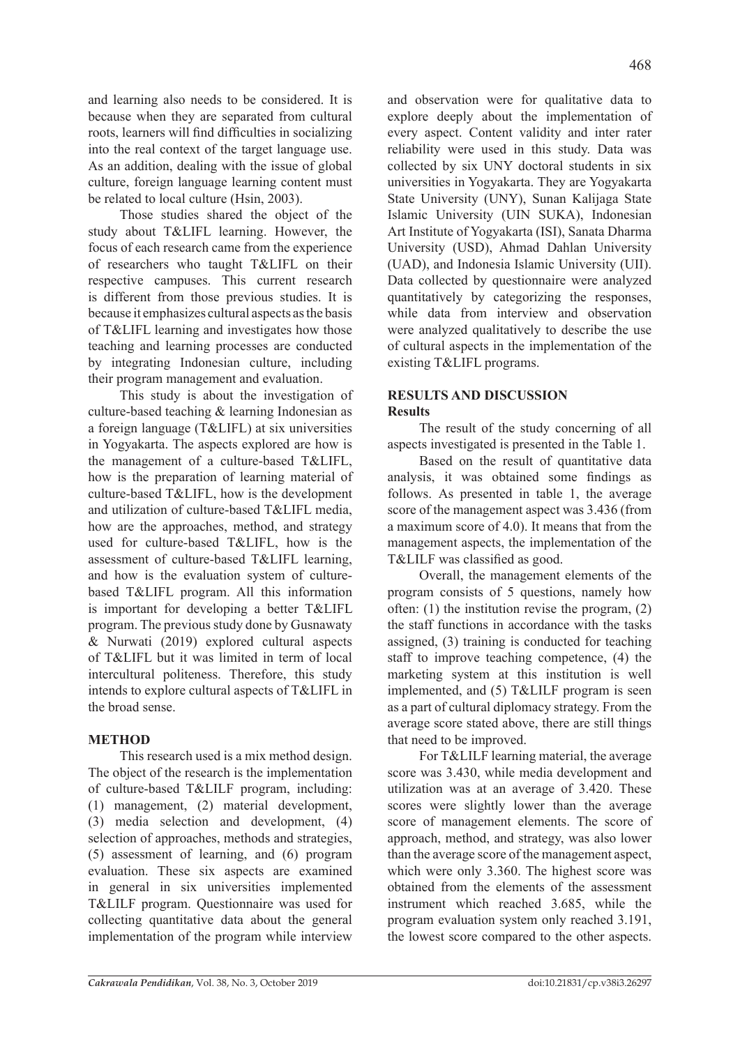and learning also needs to be considered. It is because when they are separated from cultural roots, learners will find difficulties in socializing into the real context of the target language use. As an addition, dealing with the issue of global culture, foreign language learning content must be related to local culture (Hsin, 2003).

Those studies shared the object of the study about T&LIFL learning. However, the focus of each research came from the experience of researchers who taught T&LIFL on their respective campuses. This current research is different from those previous studies. It is because it emphasizes cultural aspects as the basis of T&LIFL learning and investigates how those teaching and learning processes are conducted by integrating Indonesian culture, including their program management and evaluation.

This study is about the investigation of culture-based teaching & learning Indonesian as a foreign language (T&LIFL) at six universities in Yogyakarta. The aspects explored are how is the management of a culture-based T&LIFL, how is the preparation of learning material of culture-based T&LIFL, how is the development and utilization of culture-based T&LIFL media, how are the approaches, method, and strategy used for culture-based T&LIFL, how is the assessment of culture-based T&LIFL learning, and how is the evaluation system of culture-based T&LIFL program. All this information is important for developing a better T&LIFL program. The previous study done by Gusnawaty & Nurwati (2019) explored cultural aspects of T&LIFL but it was limited in term of local intercultural politeness. Therefore, this study intends to explore cultural aspects of T&LIFL in the broad sense.

## METHOD

This research used is a mix method design. The object of the research is the implementation of culture-based T&LILF program, including: (1) management, (2) material development, (3) media selection and development, (4) selection of approaches, methods and strategies, (5) assessment of learning, and (6) program evaluation. These six aspects are examined in general in six universities implemented T&LILF program. Questionnaire was used for collecting quantitative data about the general implementation of the program while interview and observation were for qualitative data to explore deeply about the implementation of every aspect. Content validity and inter rater reliability were used in this study. Data was collected by six UNY doctoral students in six universities in Yogyakarta. They are Yogyakarta State University (UNY), Sunan Kalijaga State Islamic University (UIN SUKA), Indonesian Art Institute of Yogyakarta (ISI), Sanata Dharma University (USD), Ahmad Dahlan University (UAD), and Indonesia Islamic University (UII). Data collected by questionnaire were analyzed quantitatively by categorizing the responses, while data from interview and observation were analyzed qualitatively to describe the use of cultural aspects in the implementation of the existing T&LIFL programs.

## RESULTS AND DISCUSSION

### Results

The result of the study concerning of all aspects investigated is presented in the Table 1.

Based on the result of quantitative data analysis, it was obtained some findings as follows. As presented in table 1, the average score of the management aspect was 3.436 (from a maximum score of 4.0). It means that from the management aspects, the implementation of the T&LILF was classified as good.

Overall, the management elements of the program consists of 5 questions, namely how often: (1) the institution revise the program, (2) the staff functions in accordance with the tasks assigned, (3) training is conducted for teaching staff to improve teaching competence, (4) the marketing system at this institution is well implemented, and (5) T&LILF program is seen as a part of cultural diplomacy strategy. From the average score stated above, there are still things that need to be improved.

For T&LILF learning material, the average score was 3.430, while media development and utilization was at an average of 3.420. These scores were slightly lower than the average score of management elements. The score of approach, method, and strategy, was also lower than the average score of the management aspect, which were only 3.360. The highest score was obtained from the elements of the assessment instrument which reached 3.685, while the program evaluation system only reached 3.191, the lowest score compared to the other aspects.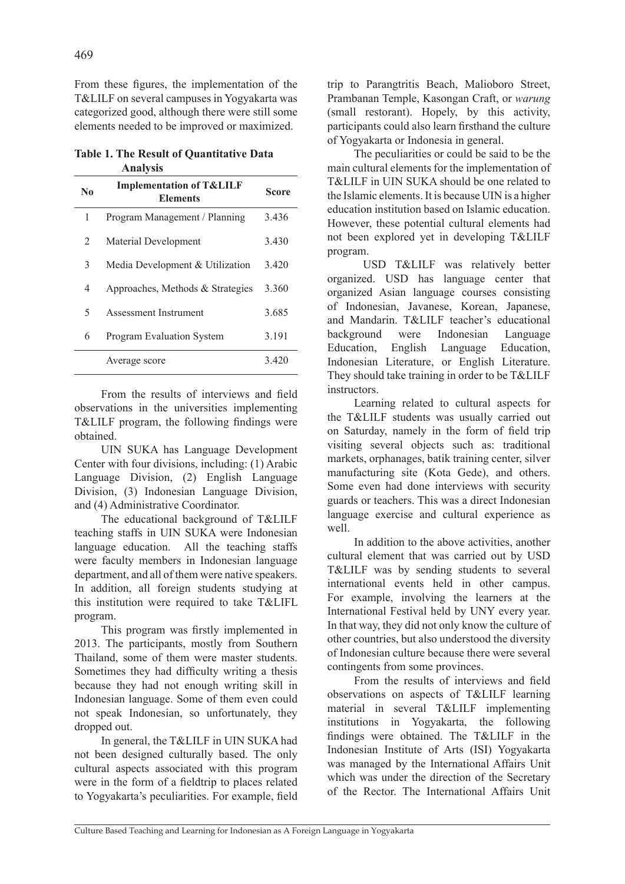From these figures, the implementation of the T&LILF on several campuses in Yogyakarta was categorized good, although there were still some elements needed to be improved or maximized.

**Table 1. The Result of Quantitative Data Analysis**

| No | Implementation of T&LILF Elements | Score |
|---|---|---|
| 1 | Program Management / Planning | 3.436 |
| 2 | Material Development | 3.430 |
| 3 | Media Development & Utilization | 3.420 |
| 4 | Approaches, Methods & Strategies | 3.360 |
| 5 | Assessment Instrument | 3.685 |
| 6 | Program Evaluation System | 3.191 |
| | Average score | 3.420 |

From the results of interviews and field observations in the universities implementing T&LILF program, the following findings were obtained.

UIN SUKA has Language Development Center with four divisions, including: (1) Arabic Language Division, (2) English Language Division, (3) Indonesian Language Division, and (4) Administrative Coordinator.

The educational background of T&LILF teaching staffs in UIN SUKA were Indonesian language education. All the teaching staffs were faculty members in Indonesian language department, and all of them were native speakers. In addition, all foreign students studying at this institution were required to take T&LIFL program.

This program was firstly implemented in 2013. The participants, mostly from Southern Thailand, some of them were master students. Sometimes they had difficulty writing a thesis because they had not enough writing skill in Indonesian language. Some of them even could not speak Indonesian, so unfortunately, they dropped out.

In general, the T&LILF in UIN SUKA had not been designed culturally based. The only cultural aspects associated with this program were in the form of a fieldtrip to places related to Yogyakarta's peculiarities. For example, field trip to Parangtritis Beach, Malioboro Street, Prambanan Temple, Kasongan Craft, or *warung* (small restorant). Hopely, by this activity, participants could also learn firsthand the culture of Yogyakarta or Indonesia in general.

The peculiarities or could be said to be the main cultural elements for the implementation of T&LILF in UIN SUKA should be one related to the Islamic elements. It is because UIN is a higher education institution based on Islamic education. However, these potential cultural elements had not been explored yet in developing T&LILF program.

USD T&LILF was relatively better organized. USD has language center that organized Asian language courses consisting of Indonesian, Javanese, Korean, Japanese, and Mandarin. T&LILF teacher's educational background were Indonesian Language Education, English Language Education, Indonesian Literature, or English Literature. They should take training in order to be T&LILF instructors.

Learning related to cultural aspects for the T&LILF students was usually carried out on Saturday, namely in the form of field trip visiting several objects such as: traditional markets, orphanages, batik training center, silver manufacturing site (Kota Gede), and others. Some even had done interviews with security guards or teachers. This was a direct Indonesian language exercise and cultural experience as well.

In addition to the above activities, another cultural element that was carried out by USD T&LILF was by sending students to several international events held in other campus. For example, involving the learners at the International Festival held by UNY every year. In that way, they did not only know the culture of other countries, but also understood the diversity of Indonesian culture because there were several contingents from some provinces.

From the results of interviews and field observations on aspects of T&LILF learning material in several T&LILF implementing institutions in Yogyakarta, the following findings were obtained. The T&LILF in the Indonesian Institute of Arts (ISI) Yogyakarta was managed by the International Affairs Unit which was under the direction of the Secretary of the Rector. The International Affairs Unit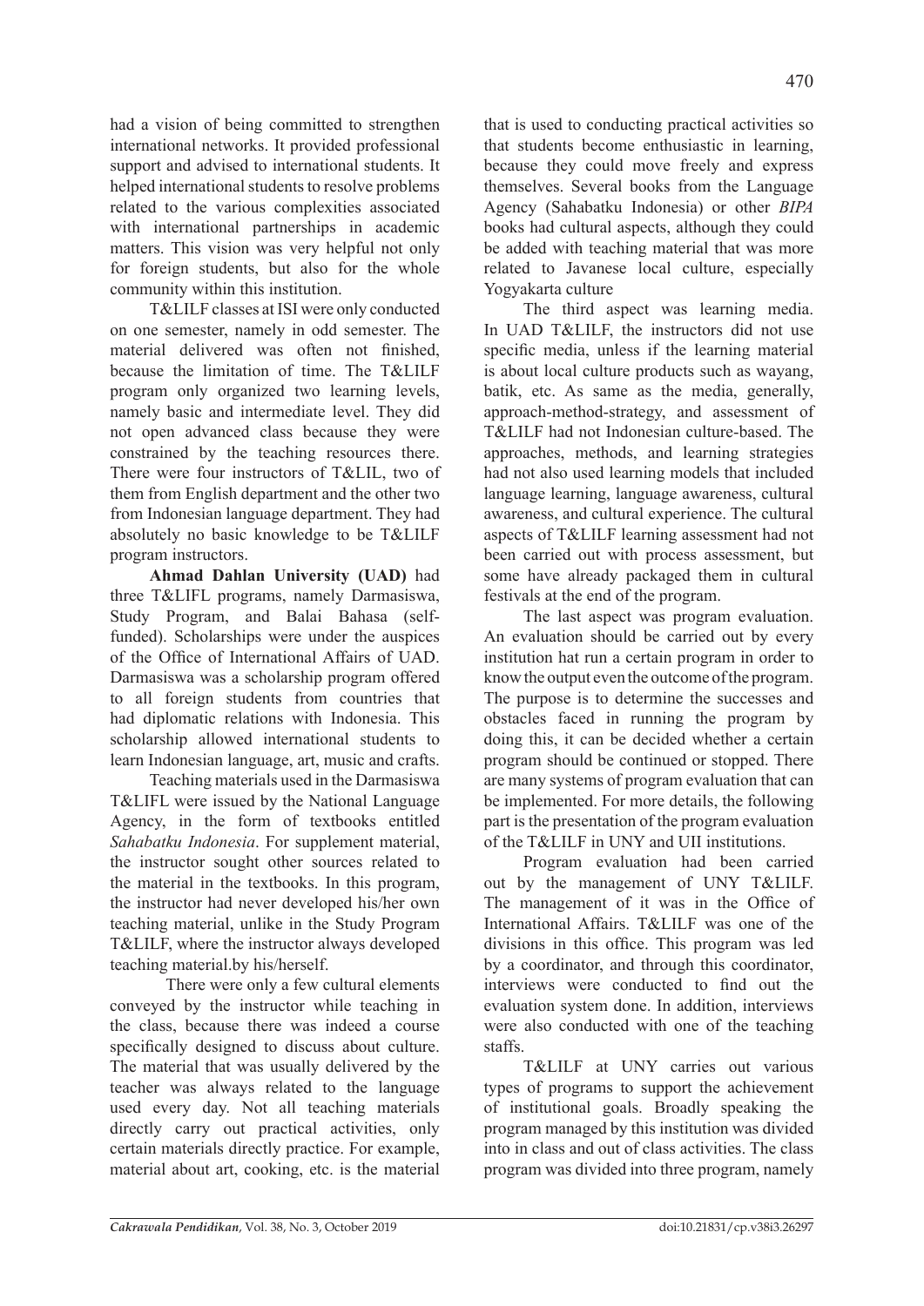had a vision of being committed to strengthen international networks. It provided professional support and advised to international students. It helped international students to resolve problems related to the various complexities associated with international partnerships in academic matters. This vision was very helpful not only for foreign students, but also for the whole community within this institution.

T&LILF classes at ISI were only conducted on one semester, namely in odd semester. The material delivered was often not finished, because the limitation of time. The T&LILF program only organized two learning levels, namely basic and intermediate level. They did not open advanced class because they were constrained by the teaching resources there. There were four instructors of T&LIL, two of them from English department and the other two from Indonesian language department. They had absolutely no basic knowledge to be T&LILF program instructors.

**Ahmad Dahlan University (UAD)** had three T&LIFL programs, namely Darmasiswa, Study Program, and Balai Bahasa (self-funded). Scholarships were under the auspices of the Office of International Affairs of UAD. Darmasiswa was a scholarship program offered to all foreign students from countries that had diplomatic relations with Indonesia. This scholarship allowed international students to learn Indonesian language, art, music and crafts.

Teaching materials used in the Darmasiswa T&LIFL were issued by the National Language Agency, in the form of textbooks entitled *Sahabatku Indonesia*. For supplement material, the instructor sought other sources related to the material in the textbooks. In this program, the instructor had never developed his/her own teaching material, unlike in the Study Program T&LIFL, where the instructor always developed teaching material.by his/herself.

There were only a few cultural elements conveyed by the instructor while teaching in the class, because there was indeed a course specifically designed to discuss about culture. The material that was usually delivered by the teacher was always related to the language used every day. Not all teaching materials directly carry out practical activities, only certain materials directly practice. For example, material about art, cooking, etc. is the material that is used to conducting practical activities so that students become enthusiastic in learning, because they could move freely and express themselves. Several books from the Language Agency (Sahabatku Indonesia) or other *BIPA* books had cultural aspects, although they could be added with teaching material that was more related to Javanese local culture, especially Yogyakarta culture

The third aspect was learning media. In UAD T&LILF, the instructors did not use specific media, unless if the learning material is about local culture products such as wayang, batik, etc. As same as the media, generally, approach-method-strategy, and assessment of T&LILF had not Indonesian culture-based. The approaches, methods, and learning strategies had not also used learning models that included language learning, language awareness, cultural awareness, and cultural experience. The cultural aspects of T&LILF learning assessment had not been carried out with process assessment, but some have already packaged them in cultural festivals at the end of the program.

The last aspect was program evaluation. An evaluation should be carried out by every institution hat run a certain program in order to know the output even the outcome of the program. The purpose is to determine the successes and obstacles faced in running the program by doing this, it can be decided whether a certain program should be continued or stopped. There are many systems of program evaluation that can be implemented. For more details, the following part is the presentation of the program evaluation of the T&LILF in UNY and UII institutions.

Program evaluation had been carried out by the management of UNY T&LILF. The management of it was in the Office of International Affairs. T&LILF was one of the divisions in this office. This program was led by a coordinator, and through this coordinator, interviews were conducted to find out the evaluation system done. In addition, interviews were also conducted with one of the teaching staffs.

T&LILF at UNY carries out various types of programs to support the achievement of institutional goals. Broadly speaking the program managed by this institution was divided into in class and out of class activities. The class program was divided into three program, namely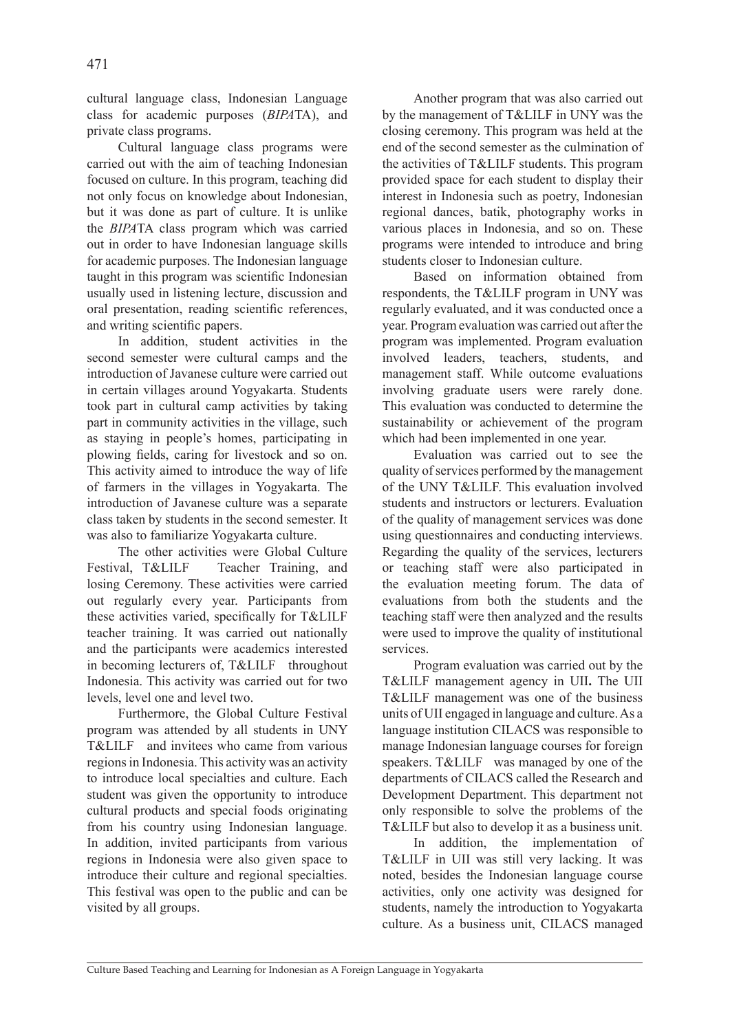cultural language class, Indonesian Language class for academic purposes (*BIPA*TA), and private class programs.

Cultural language class programs were carried out with the aim of teaching Indonesian focused on culture. In this program, teaching did not only focus on knowledge about Indonesian, but it was done as part of culture. It is unlike the *BIPA*TA class program which was carried out in order to have Indonesian language skills for academic purposes. The Indonesian language taught in this program was scientific Indonesian usually used in listening lecture, discussion and oral presentation, reading scientific references, and writing scientific papers.

In addition, student activities in the second semester were cultural camps and the introduction of Javanese culture were carried out in certain villages around Yogyakarta. Students took part in cultural camp activities by taking part in community activities in the village, such as staying in people's homes, participating in plowing fields, caring for livestock and so on. This activity aimed to introduce the way of life of farmers in the villages in Yogyakarta. The introduction of Javanese culture was a separate class taken by students in the second semester. It was also to familiarize Yogyakarta culture.

The other activities were Global Culture Festival, T&LILF Teacher Training, and losing Ceremony. These activities were carried out regularly every year. Participants from these activities varied, specifically for T&LILF teacher training. It was carried out nationally and the participants were academics interested in becoming lecturers of, T&LILF throughout Indonesia. This activity was carried out for two levels, level one and level two.

Furthermore, the Global Culture Festival program was attended by all students in UNY T&LILF and invitees who came from various regions in Indonesia. This activity was an activity to introduce local specialties and culture. Each student was given the opportunity to introduce cultural products and special foods originating from his country using Indonesian language. In addition, invited participants from various regions in Indonesia were also given space to introduce their culture and regional specialties. This festival was open to the public and can be visited by all groups.

Another program that was also carried out by the management of T&LILF in UNY was the closing ceremony. This program was held at the end of the second semester as the culmination of the activities of T&LILF students. This program provided space for each student to display their interest in Indonesia such as poetry, Indonesian regional dances, batik, photography works in various places in Indonesia, and so on. These programs were intended to introduce and bring students closer to Indonesian culture.

Based on information obtained from respondents, the T&LILF program in UNY was regularly evaluated, and it was conducted once a year. Program evaluation was carried out after the program was implemented. Program evaluation involved leaders, teachers, students, and management staff. While outcome evaluations involving graduate users were rarely done. This evaluation was conducted to determine the sustainability or achievement of the program which had been implemented in one year.

Evaluation was carried out to see the quality of services performed by the management of the UNY T&LILF. This evaluation involved students and instructors or lecturers. Evaluation of the quality of management services was done using questionnaires and conducting interviews. Regarding the quality of the services, lecturers or teaching staff were also participated in the evaluation meeting forum. The data of evaluations from both the students and the teaching staff were then analyzed and the results were used to improve the quality of institutional services.

Program evaluation was carried out by the T&LILF management agency in UII**.** The UII T&LILF management was one of the business units of UII engaged in language and culture. As a language institution CILACS was responsible to manage Indonesian language courses for foreign speakers. T&LILF was managed by one of the departments of CILACS called the Research and Development Department. This department not only responsible to solve the problems of the T&LILF but also to develop it as a business unit.

In addition, the implementation of T&LILF in UII was still very lacking. It was noted, besides the Indonesian language course activities, only one activity was designed for students, namely the introduction to Yogyakarta culture. As a business unit, CILACS managed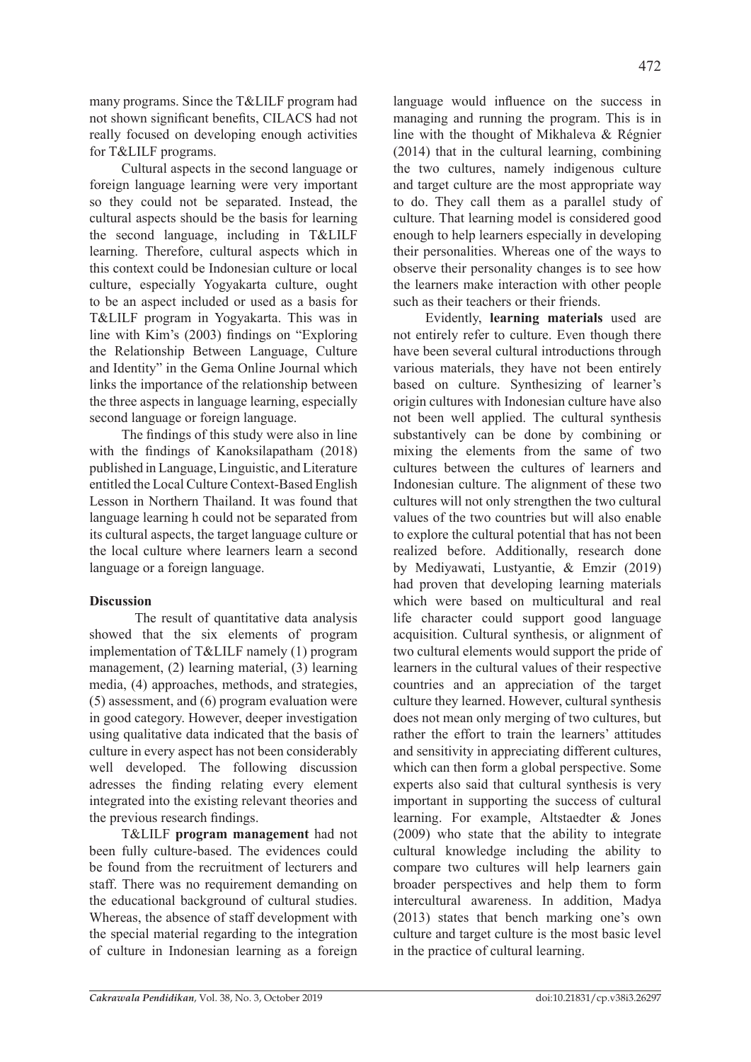many programs. Since the T&LILF program had not shown significant benefits, CILACS had not really focused on developing enough activities for T&LILF programs.

Cultural aspects in the second language or foreign language learning were very important so they could not be separated. Instead, the cultural aspects should be the basis for learning the second language, including in T&LILF learning. Therefore, cultural aspects which in this context could be Indonesian culture or local culture, especially Yogyakarta culture, ought to be an aspect included or used as a basis for T&LILF program in Yogyakarta. This was in line with Kim's (2003) findings on "Exploring the Relationship Between Language, Culture and Identity" in the Gema Online Journal which links the importance of the relationship between the three aspects in language learning, especially second language or foreign language.

The findings of this study were also in line with the findings of Kanoksilapatham (2018) published in Language, Linguistic, and Literature entitled the Local Culture Context-Based English Lesson in Northern Thailand. It was found that language learning h could not be separated from its cultural aspects, the target language culture or the local culture where learners learn a second language or a foreign language.

**Discussion**

The result of quantitative data analysis showed that the six elements of program implementation of T&LILF namely (1) program management, (2) learning material, (3) learning media, (4) approaches, methods, and strategies, (5) assessment, and (6) program evaluation were in good category. However, deeper investigation using qualitative data indicated that the basis of culture in every aspect has not been considerably well developed. The following discussion adresses the finding relating every element integrated into the existing relevant theories and the previous research findings.

T&LILF **program management** had not been fully culture-based. The evidences could be found from the recruitment of lecturers and staff. There was no requirement demanding on the educational background of cultural studies. Whereas, the absence of staff development with the special material regarding to the integration of culture in Indonesian learning as a foreign language would influence on the success in managing and running the program. This is in line with the thought of Mikhaleva & Régnier (2014) that in the cultural learning, combining the two cultures, namely indigenous culture and target culture are the most appropriate way to do. They call them as a parallel study of culture. That learning model is considered good enough to help learners especially in developing their personalities. Whereas one of the ways to observe their personality changes is to see how the learners make interaction with other people such as their teachers or their friends.

Evidently, **learning materials** used are not entirely refer to culture. Even though there have been several cultural introductions through various materials, they have not been entirely based on culture. Synthesizing of learner's origin cultures with Indonesian culture have also not been well applied. The cultural synthesis substantively can be done by combining or mixing the elements from the same of two cultures between the cultures of learners and Indonesian culture. The alignment of these two cultures will not only strengthen the two cultural values of the two countries but will also enable to explore the cultural potential that has not been realized before. Additionally, research done by Mediyawati, Lustyantie, & Emzir (2019) had proven that developing learning materials which were based on multicultural and real life character could support good language acquisition. Cultural synthesis, or alignment of two cultural elements would support the pride of learners in the cultural values of their respective countries and an appreciation of the target culture they learned. However, cultural synthesis does not mean only merging of two cultures, but rather the effort to train the learners' attitudes and sensitivity in appreciating different cultures, which can then form a global perspective. Some experts also said that cultural synthesis is very important in supporting the success of cultural learning. For example, Altstaedter & Jones (2009) who state that the ability to integrate cultural knowledge including the ability to compare two cultures will help learners gain broader perspectives and help them to form intercultural awareness. In addition, Madya (2013) states that bench marking one's own culture and target culture is the most basic level in the practice of cultural learning.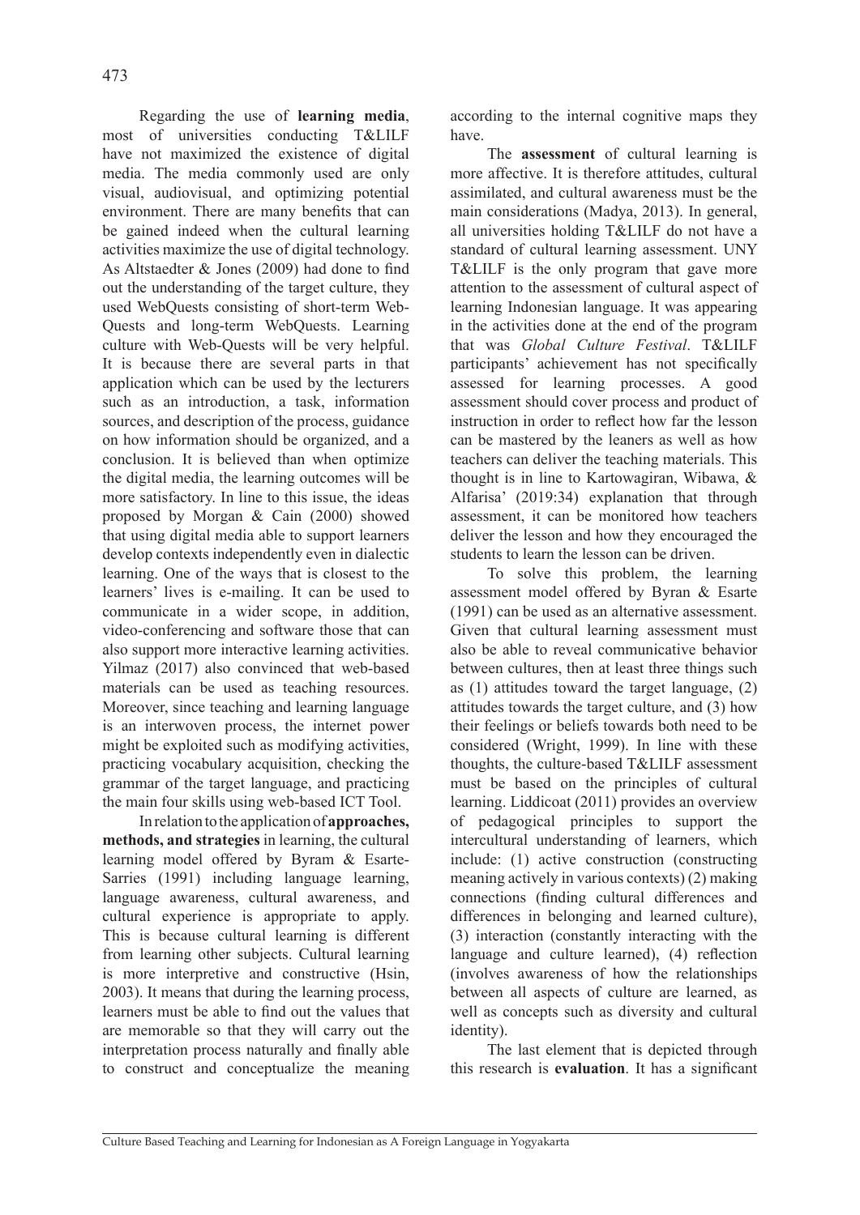Regarding the use of **learning media**, most of universities conducting T&LILF have not maximized the existence of digital media. The media commonly used are only visual, audiovisual, and optimizing potential environment. There are many benefits that can be gained indeed when the cultural learning activities maximize the use of digital technology. As Altstaedter & Jones (2009) had done to find out the understanding of the target culture, they used WebQuests consisting of short-term Web-Quests and long-term WebQuests. Learning culture with Web-Quests will be very helpful. It is because there are several parts in that application which can be used by the lecturers such as an introduction, a task, information sources, and description of the process, guidance on how information should be organized, and a conclusion. It is believed than when optimize the digital media, the learning outcomes will be more satisfactory. In line to this issue, the ideas proposed by Morgan & Cain (2000) showed that using digital media able to support learners develop contexts independently even in dialectic learning. One of the ways that is closest to the learners' lives is e-mailing. It can be used to communicate in a wider scope, in addition, video-conferencing and software those that can also support more interactive learning activities. Yilmaz (2017) also convinced that web-based materials can be used as teaching resources. Moreover, since teaching and learning language is an interwoven process, the internet power might be exploited such as modifying activities, practicing vocabulary acquisition, checking the grammar of the target language, and practicing the main four skills using web-based ICT Tool.

In relation to the application of **approaches, methods, and strategies** in learning, the cultural learning model offered by Byram & Esarte-Sarries (1991) including language learning, language awareness, cultural awareness, and cultural experience is appropriate to apply. This is because cultural learning is different from learning other subjects. Cultural learning is more interpretive and constructive (Hsin, 2003). It means that during the learning process, learners must be able to find out the values that are memorable so that they will carry out the interpretation process naturally and finally able to construct and conceptualize the meaning according to the internal cognitive maps they have.

The **assessment** of cultural learning is more affective. It is therefore attitudes, cultural assimilated, and cultural awareness must be the main considerations (Madya, 2013). In general, all universities holding T&LILF do not have a standard of cultural learning assessment. UNY T&LILF is the only program that gave more attention to the assessment of cultural aspect of learning Indonesian language. It was appearing in the activities done at the end of the program that was *Global Culture Festival*. T&LILF participants' achievement has not specifically assessed for learning processes. A good assessment should cover process and product of instruction in order to reflect how far the lesson can be mastered by the leaners as well as how teachers can deliver the teaching materials. This thought is in line to Kartowagiran, Wibawa, & Alfarisa' (2019:34) explanation that through assessment, it can be monitored how teachers deliver the lesson and how they encouraged the students to learn the lesson can be driven.

To solve this problem, the learning assessment model offered by Byran & Esarte (1991) can be used as an alternative assessment. Given that cultural learning assessment must also be able to reveal communicative behavior between cultures, then at least three things such as (1) attitudes toward the target language, (2) attitudes towards the target culture, and (3) how their feelings or beliefs towards both need to be considered (Wright, 1999). In line with these thoughts, the culture-based T&LILF assessment must be based on the principles of cultural learning. Liddicoat (2011) provides an overview of pedagogical principles to support the intercultural understanding of learners, which include: (1) active construction (constructing meaning actively in various contexts) (2) making connections (finding cultural differences and differences in belonging and learned culture), (3) interaction (constantly interacting with the language and culture learned), (4) reflection (involves awareness of how the relationships between all aspects of culture are learned, as well as concepts such as diversity and cultural identity).

The last element that is depicted through this research is **evaluation**. It has a significant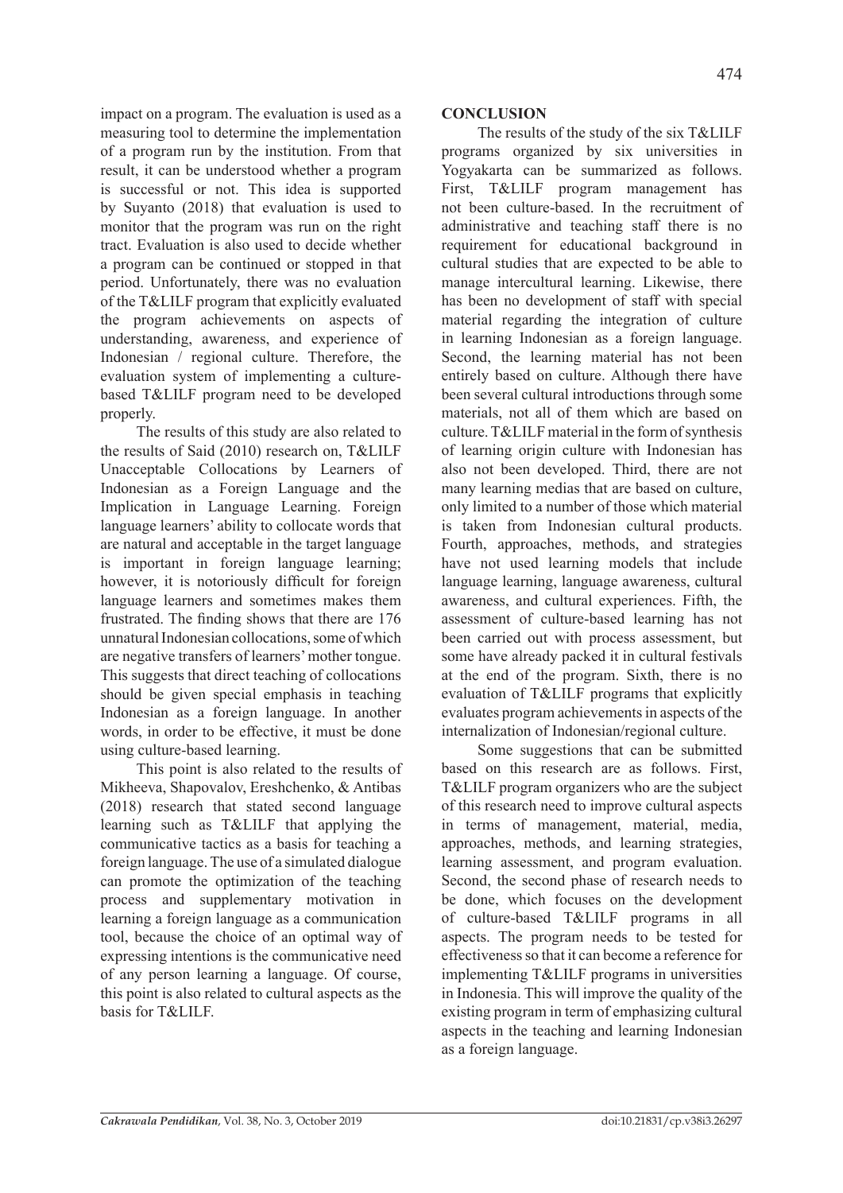impact on a program. The evaluation is used as a measuring tool to determine the implementation of a program run by the institution. From that result, it can be understood whether a program is successful or not. This idea is supported by Suyanto (2018) that evaluation is used to monitor that the program was run on the right tract. Evaluation is also used to decide whether a program can be continued or stopped in that period. Unfortunately, there was no evaluation of the T&LILF program that explicitly evaluated the program achievements on aspects of understanding, awareness, and experience of Indonesian / regional culture. Therefore, the evaluation system of implementing a culture-based T&LILF program need to be developed properly.

The results of this study are also related to the results of Said (2010) research on, T&LILF Unacceptable Collocations by Learners of Indonesian as a Foreign Language and the Implication in Language Learning. Foreign language learners' ability to collocate words that are natural and acceptable in the target language is important in foreign language learning; however, it is notoriously difficult for foreign language learners and sometimes makes them frustrated. The finding shows that there are 176 unnatural Indonesian collocations, some of which are negative transfers of learners' mother tongue. This suggests that direct teaching of collocations should be given special emphasis in teaching Indonesian as a foreign language. In another words, in order to be effective, it must be done using culture-based learning.

This point is also related to the results of Mikheeva, Shapovalov, Ereshchenko, & Antibas (2018) research that stated second language learning such as T&LILF that applying the communicative tactics as a basis for teaching a foreign language. The use of a simulated dialogue can promote the optimization of the teaching process and supplementary motivation in learning a foreign language as a communication tool, because the choice of an optimal way of expressing intentions is the communicative need of any person learning a language. Of course, this point is also related to cultural aspects as the basis for T&LILF.

## CONCLUSION

The results of the study of the six T&LILF programs organized by six universities in Yogyakarta can be summarized as follows. First, T&LILF program management has not been culture-based. In the recruitment of administrative and teaching staff there is no requirement for educational background in cultural studies that are expected to be able to manage intercultural learning. Likewise, there has been no development of staff with special material regarding the integration of culture in learning Indonesian as a foreign language. Second, the learning material has not been entirely based on culture. Although there have been several cultural introductions through some materials, not all of them which are based on culture. T&LILF material in the form of synthesis of learning origin culture with Indonesian has also not been developed. Third, there are not many learning medias that are based on culture, only limited to a number of those which material is taken from Indonesian cultural products. Fourth, approaches, methods, and strategies have not used learning models that include language learning, language awareness, cultural awareness, and cultural experiences. Fifth, the assessment of culture-based learning has not been carried out with process assessment, but some have already packed it in cultural festivals at the end of the program. Sixth, there is no evaluation of T&LILF programs that explicitly evaluates program achievements in aspects of the internalization of Indonesian/regional culture.

Some suggestions that can be submitted based on this research are as follows. First, T&LILF program organizers who are the subject of this research need to improve cultural aspects in terms of management, material, media, approaches, methods, and learning strategies, learning assessment, and program evaluation. Second, the second phase of research needs to be done, which focuses on the development of culture-based T&LILF programs in all aspects. The program needs to be tested for effectiveness so that it can become a reference for implementing T&LILF programs in universities in Indonesia. This will improve the quality of the existing program in term of emphasizing cultural aspects in the teaching and learning Indonesian as a foreign language.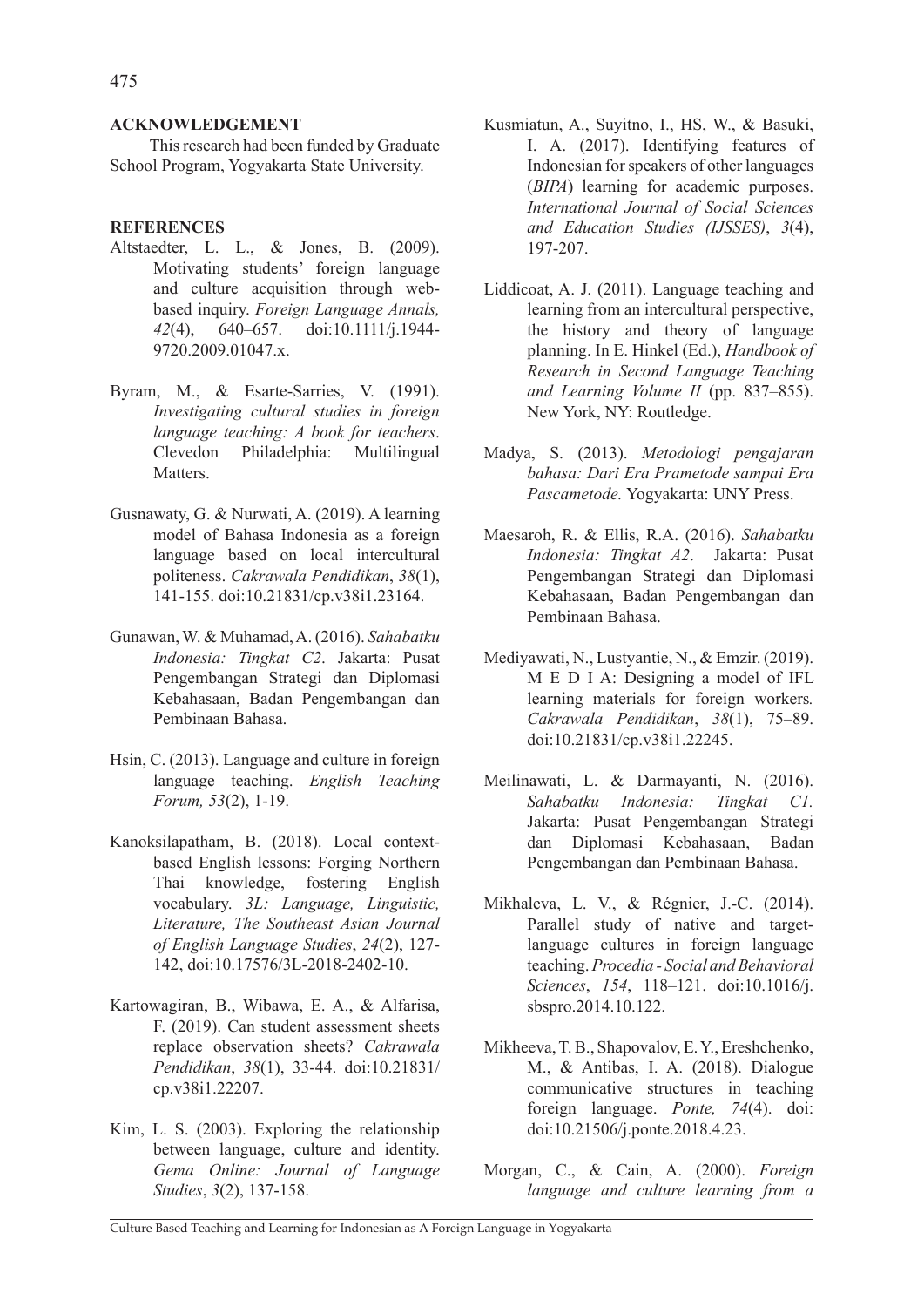**ACKNOWLEDGEMENT**

This research had been funded by Graduate School Program, Yogyakarta State University.

**REFERENCES**

Altstaedter, L. L., & Jones, B. (2009). Motivating students' foreign language and culture acquisition through web-based inquiry. *Foreign Language Annals, 42*(4), 640–657. doi:10.1111/j.1944-9720.2009.01047.x.

Byram, M., & Esarte-Sarries, V. (1991). *Investigating cultural studies in foreign language teaching: A book for teachers*. Clevedon Philadelphia: Multilingual Matters.

Gusnawaty, G. & Nurwati, A. (2019). A learning model of Bahasa Indonesia as a foreign language based on local intercultural politeness. *Cakrawala Pendidikan*, *38*(1), 141-155. doi:10.21831/cp.v38i1.23164.

Gunawan, W. & Muhamad, A. (2016). *Sahabatku Indonesia: Tingkat C2*. Jakarta: Pusat Pengembangan Strategi dan Diplomasi Kebahasaan, Badan Pengembangan dan Pembinaan Bahasa.

Hsin, C. (2013). Language and culture in foreign language teaching. *English Teaching Forum, 53*(2), 1-19.

Kanoksilapatham, B. (2018). Local context-based English lessons: Forging Northern Thai knowledge, fostering English vocabulary. *3L: Language, Linguistic, Literature, The Southeast Asian Journal of English Language Studies*, *24*(2), 127-142, doi:10.17576/3L-2018-2402-10.

Kartowagiran, B., Wibawa, E. A., & Alfarisa, F. (2019). Can student assessment sheets replace observation sheets? *Cakrawala Pendidikan*, *38*(1), 33-44. doi:10.21831/cp.v38i1.22207.

Kim, L. S. (2003). Exploring the relationship between language, culture and identity. *Gema Online: Journal of Language Studies*, *3*(2), 137-158.

Kusmiatun, A., Suyitno, I., HS, W., & Basuki, I. A. (2017). Identifying features of Indonesian for speakers of other languages (*BIPA*) learning for academic purposes. *International Journal of Social Sciences and Education Studies (IJSSES)*, *3*(4), 197-207.

Liddicoat, A. J. (2011). Language teaching and learning from an intercultural perspective, the history and theory of language planning. In E. Hinkel (Ed.), *Handbook of Research in Second Language Teaching and Learning Volume II* (pp. 837–855). New York, NY: Routledge.

Madya, S. (2013). *Metodologi pengajaran bahasa: Dari Era Prametode sampai Era Pascametode.* Yogyakarta: UNY Press.

Maesaroh, R. & Ellis, R.A. (2016). *Sahabatku Indonesia: Tingkat A2*. Jakarta: Pusat Pengembangan Strategi dan Diplomasi Kebahasaan, Badan Pengembangan dan Pembinaan Bahasa.

Mediyawati, N., Lustyantie, N., & Emzir. (2019). M E D I A: Designing a model of IFL learning materials for foreign workers*. Cakrawala Pendidikan*, *38*(1), 75–89. doi:10.21831/cp.v38i1.22245.

Meilinawati, L. & Darmayanti, N. (2016). *Sahabatku Indonesia: Tingkat C1*. Jakarta: Pusat Pengembangan Strategi dan Diplomasi Kebahasaan, Badan Pengembangan dan Pembinaan Bahasa.

Mikhaleva, L. V., & Régnier, J.-C. (2014). Parallel study of native and target-language cultures in foreign language teaching. *Procedia - Social and Behavioral Sciences*, *154*, 118–121. doi:10.1016/j.sbspro.2014.10.122.

Mikheeva, T. B., Shapovalov, E. Y., Ereshchenko, M., & Antibas, I. A. (2018). Dialogue communicative structures in teaching foreign language. *Ponte, 74*(4). doi: doi:10.21506/j.ponte.2018.4.23.

Morgan, C., & Cain, A. (2000). *Foreign language and culture learning from a*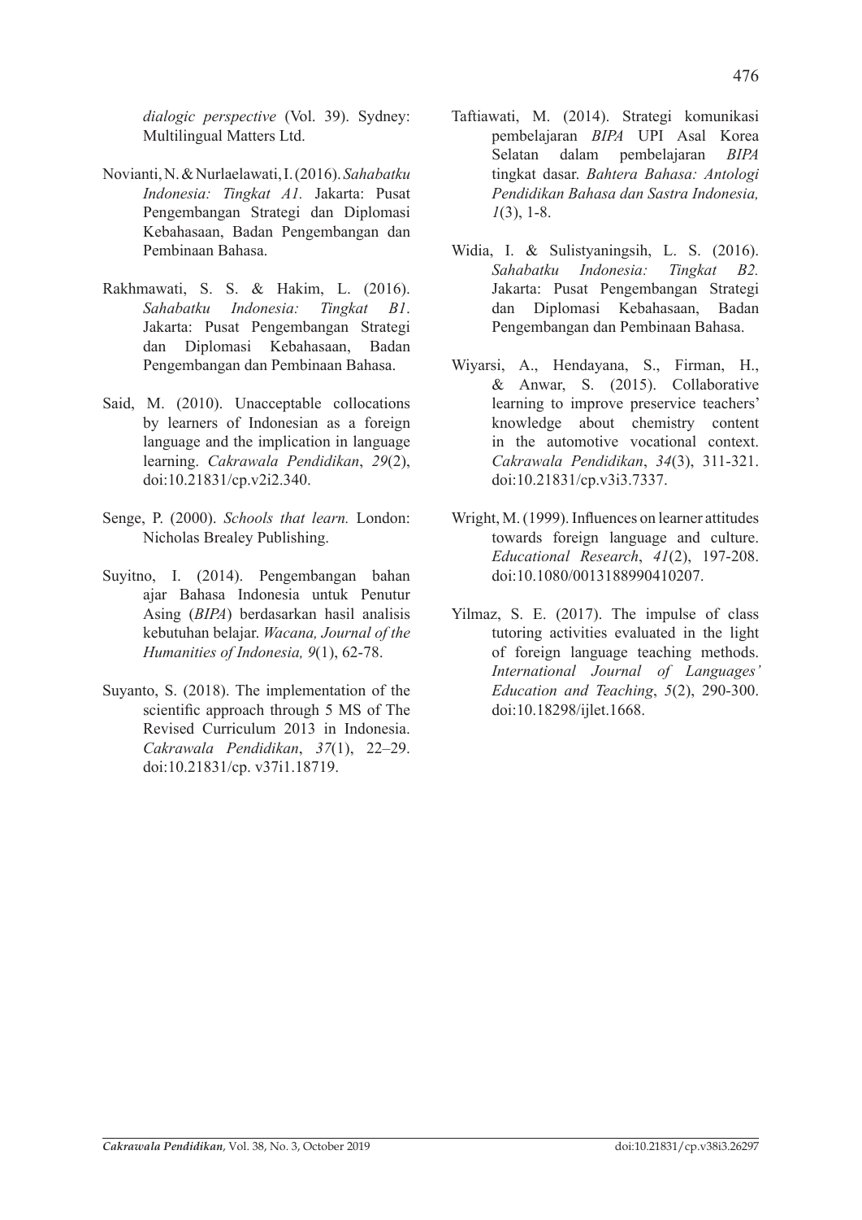*dialogic perspective* (Vol. 39). Sydney: Multilingual Matters Ltd.

Novianti, N. & Nurlaelawati, I. (2016). *Sahabatku Indonesia: Tingkat A1.* Jakarta: Pusat Pengembangan Strategi dan Diplomasi Kebahasaan, Badan Pengembangan dan Pembinaan Bahasa.

Rakhmawati, S. S. & Hakim, L. (2016). *Sahabatku Indonesia: Tingkat B1*. Jakarta: Pusat Pengembangan Strategi dan Diplomasi Kebahasaan, Badan Pengembangan dan Pembinaan Bahasa.

Said, M. (2010). Unacceptable collocations by learners of Indonesian as a foreign language and the implication in language learning. *Cakrawala Pendidikan*, *29*(2), doi:10.21831/cp.v2i2.340.

Senge, P. (2000). *Schools that learn.* London: Nicholas Brealey Publishing.

Suyitno, I. (2014). Pengembangan bahan ajar Bahasa Indonesia untuk Penutur Asing (*BIPA*) berdasarkan hasil analisis kebutuhan belajar. *Wacana, Journal of the Humanities of Indonesia, 9*(1), 62-78.

Suyanto, S. (2018). The implementation of the scientific approach through 5 MS of The Revised Curriculum 2013 in Indonesia. *Cakrawala Pendidikan*, *37*(1), 22–29. doi:10.21831/cp. v37i1.18719.

Taftiawati, M. (2014). Strategi komunikasi pembelajaran *BIPA* UPI Asal Korea Selatan dalam pembelajaran *BIPA* tingkat dasar. *Bahtera Bahasa: Antologi Pendidikan Bahasa dan Sastra Indonesia, 1*(3), 1-8.

Widia, I. & Sulistyaningsih, L. S. (2016). *Sahabatku Indonesia: Tingkat B2.* Jakarta: Pusat Pengembangan Strategi dan Diplomasi Kebahasaan, Badan Pengembangan dan Pembinaan Bahasa.

Wiyarsi, A., Hendayana, S., Firman, H., & Anwar, S. (2015). Collaborative learning to improve preservice teachers' knowledge about chemistry content in the automotive vocational context. *Cakrawala Pendidikan*, *34*(3), 311-321. doi:10.21831/cp.v3i3.7337.

Wright, M. (1999). Influences on learner attitudes towards foreign language and culture. *Educational Research*, *41*(2), 197-208. doi:10.1080/0013188990410207.

Yilmaz, S. E. (2017). The impulse of class tutoring activities evaluated in the light of foreign language teaching methods. *International Journal of Languages' Education and Teaching*, *5*(2), 290-300. doi:10.18298/ijlet.1668.